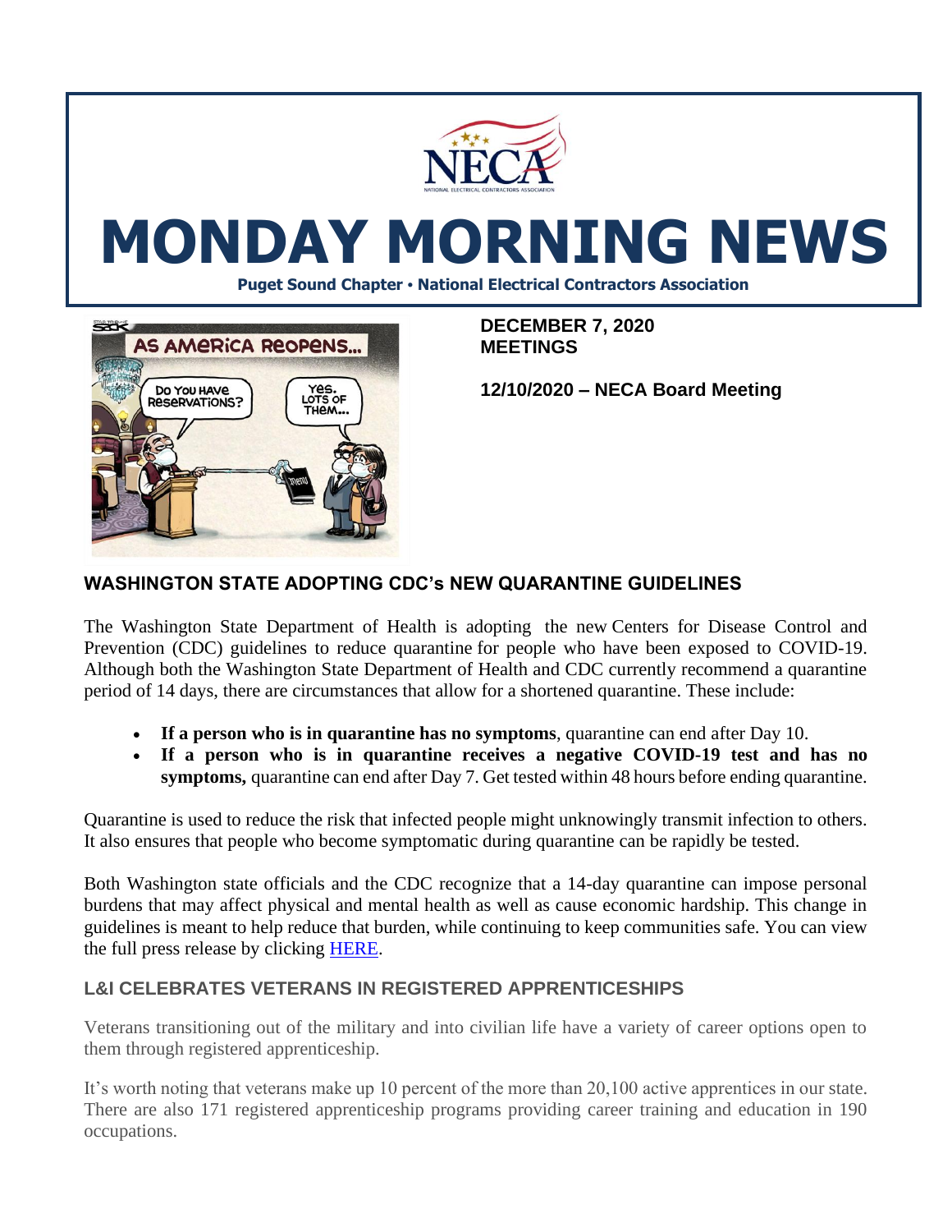# MONDAY MORNING NEWS

**Puget Sound Chapter • National Electrical Contractors Association**

**DECEMBER 7, 2020**
**MEETINGS**

**12/10/2020 – NECA Board Meeting**

### WASHINGTON STATE ADOPTING CDC's NEW QUARANTINE GUIDELINES

The Washington State Department of Health is adopting the new Centers for Disease Control and Prevention (CDC) guidelines to reduce quarantine for people who have been exposed to COVID-19. Although both the Washington State Department of Health and CDC currently recommend a quarantine period of 14 days, there are circumstances that allow for a shortened quarantine. These include:

- **If a person who is in quarantine has no symptoms**, quarantine can end after Day 10.
- **If a person who is in quarantine receives a negative COVID-19 test and has no symptoms,** quarantine can end after Day 7. Get tested within 48 hours before ending quarantine.

Quarantine is used to reduce the risk that infected people might unknowingly transmit infection to others. It also ensures that people who become symptomatic during quarantine can be rapidly be tested.

Both Washington state officials and the CDC recognize that a 14-day quarantine can impose personal burdens that may affect physical and mental health as well as cause economic hardship. This change in guidelines is meant to help reduce that burden, while continuing to keep communities safe. You can view the full press release by clicking HERE.

### L&I CELEBRATES VETERANS IN REGISTERED APPRENTICESHIPS

Veterans transitioning out of the military and into civilian life have a variety of career options open to them through registered apprenticeship.

It's worth noting that veterans make up 10 percent of the more than 20,100 active apprentices in our state. There are also 171 registered apprenticeship programs providing career training and education in 190 occupations.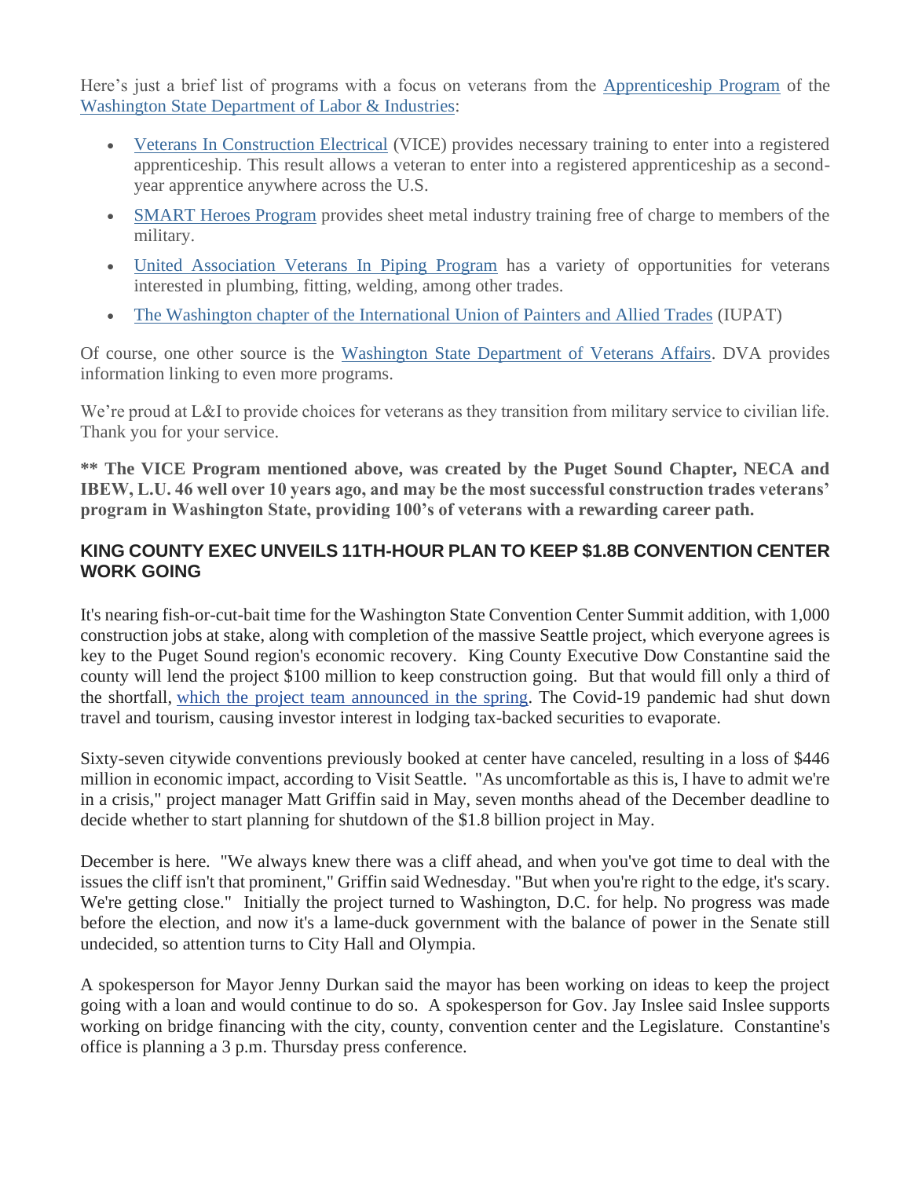Here's just a brief list of programs with a focus on veterans from the Apprenticeship Program of the Washington State Department of Labor & Industries:

- Veterans In Construction Electrical (VICE) provides necessary training to enter into a registered apprenticeship. This result allows a veteran to enter into a registered apprenticeship as a second-year apprentice anywhere across the U.S.
- SMART Heroes Program provides sheet metal industry training free of charge to members of the military.
- United Association Veterans In Piping Program has a variety of opportunities for veterans interested in plumbing, fitting, welding, among other trades.
- The Washington chapter of the International Union of Painters and Allied Trades (IUPAT)

Of course, one other source is the Washington State Department of Veterans Affairs. DVA provides information linking to even more programs.

We're proud at L&I to provide choices for veterans as they transition from military service to civilian life. Thank you for your service.

**** The VICE Program mentioned above, was created by the Puget Sound Chapter, NECA and IBEW, L.U. 46 well over 10 years ago, and may be the most successful construction trades veterans' program in Washington State, providing 100's of veterans with a rewarding career path.**

## KING COUNTY EXEC UNVEILS 11TH-HOUR PLAN TO KEEP $1.8B CONVENTION CENTER WORK GOING

It's nearing fish-or-cut-bait time for the Washington State Convention Center Summit addition, with 1,000 construction jobs at stake, along with completion of the massive Seattle project, which everyone agrees is key to the Puget Sound region's economic recovery. King County Executive Dow Constantine said the county will lend the project $100 million to keep construction going. But that would fill only a third of the shortfall, which the project team announced in the spring. The Covid-19 pandemic had shut down travel and tourism, causing investor interest in lodging tax-backed securities to evaporate.

Sixty-seven citywide conventions previously booked at center have canceled, resulting in a loss of $446 million in economic impact, according to Visit Seattle. "As uncomfortable as this is, I have to admit we're in a crisis," project manager Matt Griffin said in May, seven months ahead of the December deadline to decide whether to start planning for shutdown of the $1.8 billion project in May.

December is here. "We always knew there was a cliff ahead, and when you've got time to deal with the issues the cliff isn't that prominent," Griffin said Wednesday. "But when you're right to the edge, it's scary. We're getting close." Initially the project turned to Washington, D.C. for help. No progress was made before the election, and now it's a lame-duck government with the balance of power in the Senate still undecided, so attention turns to City Hall and Olympia.

A spokesperson for Mayor Jenny Durkan said the mayor has been working on ideas to keep the project going with a loan and would continue to do so. A spokesperson for Gov. Jay Inslee said Inslee supports working on bridge financing with the city, county, convention center and the Legislature. Constantine's office is planning a 3 p.m. Thursday press conference.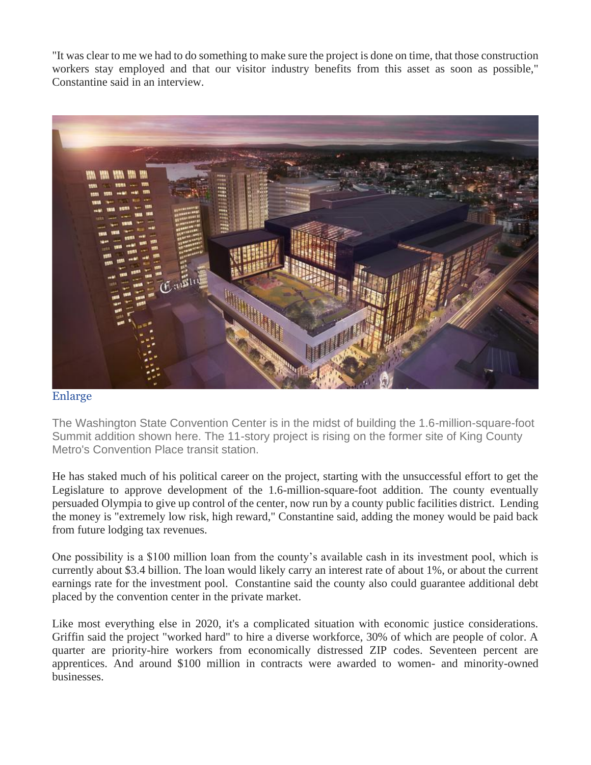"It was clear to me we had to do something to make sure the project is done on time, that those construction workers stay employed and that our visitor industry benefits from this asset as soon as possible," Constantine said in an interview.

Enlarge

The Washington State Convention Center is in the midst of building the 1.6-million-square-foot Summit addition shown here. The 11-story project is rising on the former site of King County Metro's Convention Place transit station.

He has staked much of his political career on the project, starting with the unsuccessful effort to get the Legislature to approve development of the 1.6-million-square-foot addition. The county eventually persuaded Olympia to give up control of the center, now run by a county public facilities district. Lending the money is "extremely low risk, high reward," Constantine said, adding the money would be paid back from future lodging tax revenues.

One possibility is a $100 million loan from the county's available cash in its investment pool, which is currently about $3.4 billion. The loan would likely carry an interest rate of about 1%, or about the current earnings rate for the investment pool. Constantine said the county also could guarantee additional debt placed by the convention center in the private market.

Like most everything else in 2020, it's a complicated situation with economic justice considerations. Griffin said the project "worked hard" to hire a diverse workforce, 30% of which are people of color. A quarter are priority-hire workers from economically distressed ZIP codes. Seventeen percent are apprentices. And around $100 million in contracts were awarded to women- and minority-owned businesses.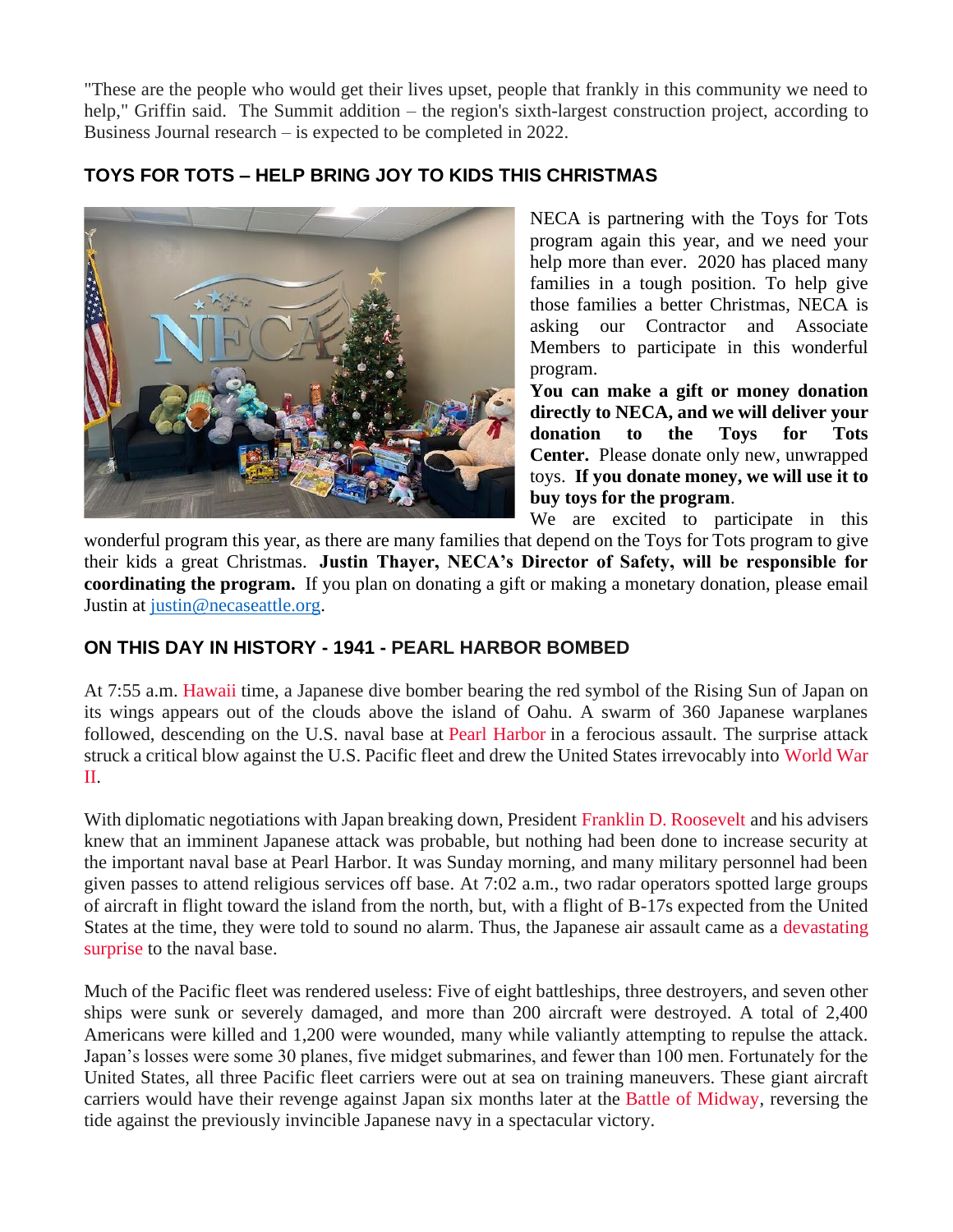"These are the people who would get their lives upset, people that frankly in this community we need to help," Griffin said. The Summit addition – the region's sixth-largest construction project, according to Business Journal research – is expected to be completed in 2022.

## TOYS FOR TOTS – HELP BRING JOY TO KIDS THIS CHRISTMAS

NECA is partnering with the Toys for Tots program again this year, and we need your help more than ever. 2020 has placed many families in a tough position. To help give those families a better Christmas, NECA is asking our Contractor and Associate Members to participate in this wonderful program.

**You can make a gift or money donation directly to NECA, and we will deliver your donation to the Toys for Tots Center.** Please donate only new, unwrapped toys. **If you donate money, we will use it to buy toys for the program**.

We are excited to participate in this wonderful program this year, as there are many families that depend on the Toys for Tots program to give their kids a great Christmas. **Justin Thayer, NECA's Director of Safety, will be responsible for coordinating the program.** If you plan on donating a gift or making a monetary donation, please email Justin at justin@necaseattle.org.

## ON THIS DAY IN HISTORY - 1941 - PEARL HARBOR BOMBED

At 7:55 a.m. Hawaii time, a Japanese dive bomber bearing the red symbol of the Rising Sun of Japan on its wings appears out of the clouds above the island of Oahu. A swarm of 360 Japanese warplanes followed, descending on the U.S. naval base at Pearl Harbor in a ferocious assault. The surprise attack struck a critical blow against the U.S. Pacific fleet and drew the United States irrevocably into World War II.

With diplomatic negotiations with Japan breaking down, President Franklin D. Roosevelt and his advisers knew that an imminent Japanese attack was probable, but nothing had been done to increase security at the important naval base at Pearl Harbor. It was Sunday morning, and many military personnel had been given passes to attend religious services off base. At 7:02 a.m., two radar operators spotted large groups of aircraft in flight toward the island from the north, but, with a flight of B-17s expected from the United States at the time, they were told to sound no alarm. Thus, the Japanese air assault came as a devastating surprise to the naval base.

Much of the Pacific fleet was rendered useless: Five of eight battleships, three destroyers, and seven other ships were sunk or severely damaged, and more than 200 aircraft were destroyed. A total of 2,400 Americans were killed and 1,200 were wounded, many while valiantly attempting to repulse the attack. Japan's losses were some 30 planes, five midget submarines, and fewer than 100 men. Fortunately for the United States, all three Pacific fleet carriers were out at sea on training maneuvers. These giant aircraft carriers would have their revenge against Japan six months later at the Battle of Midway, reversing the tide against the previously invincible Japanese navy in a spectacular victory.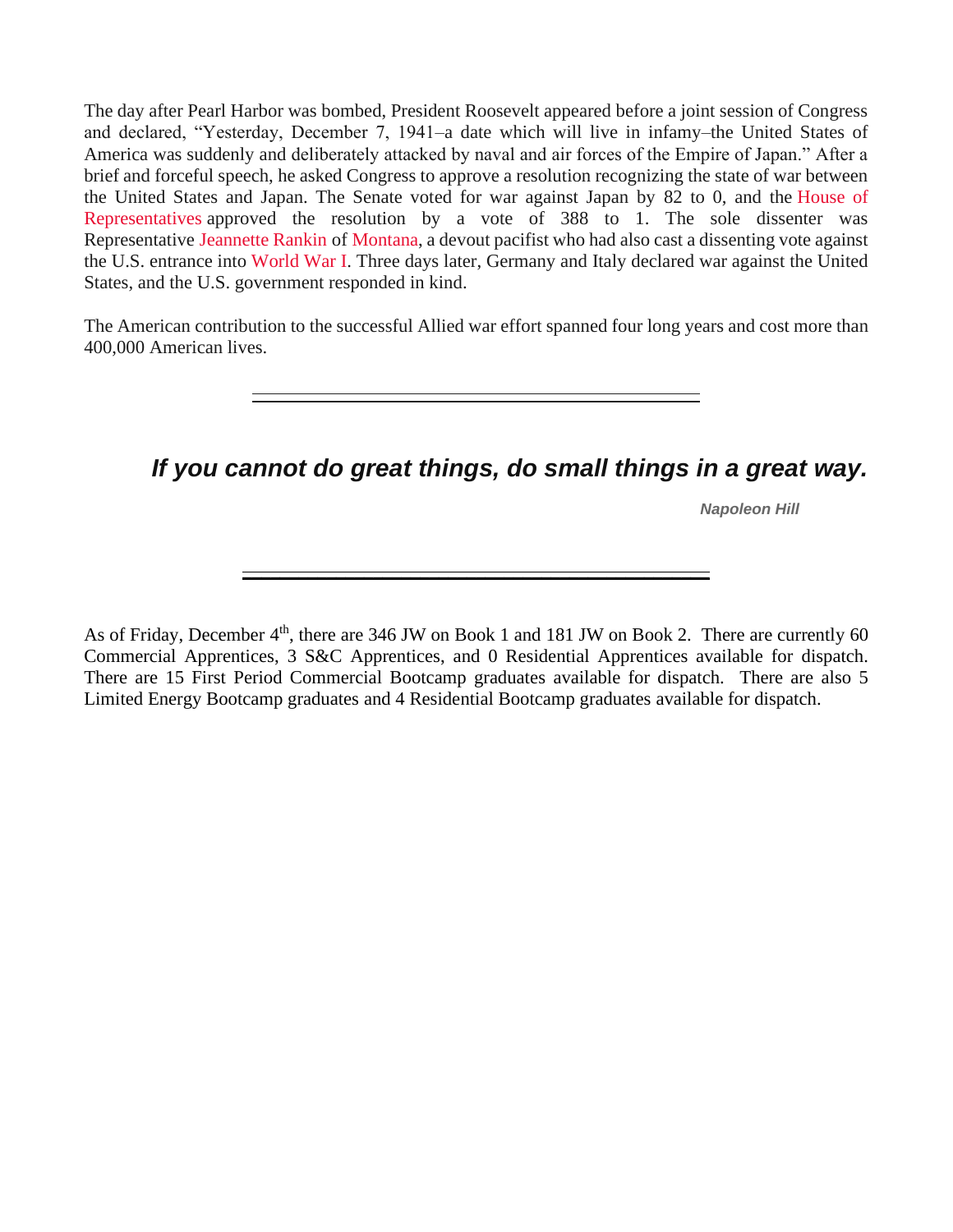The day after Pearl Harbor was bombed, President Roosevelt appeared before a joint session of Congress and declared, "Yesterday, December 7, 1941–a date which will live in infamy–the United States of America was suddenly and deliberately attacked by naval and air forces of the Empire of Japan." After a brief and forceful speech, he asked Congress to approve a resolution recognizing the state of war between the United States and Japan. The Senate voted for war against Japan by 82 to 0, and the House of Representatives approved the resolution by a vote of 388 to 1. The sole dissenter was Representative Jeannette Rankin of Montana, a devout pacifist who had also cast a dissenting vote against the U.S. entrance into World War I. Three days later, Germany and Italy declared war against the United States, and the U.S. government responded in kind.

The American contribution to the successful Allied war effort spanned four long years and cost more than 400,000 American lives.

---

***If you cannot do great things, do small things in a great way.***

***Napoleon Hill***

---

As of Friday, December 4th, there are 346 JW on Book 1 and 181 JW on Book 2. There are currently 60 Commercial Apprentices, 3 S&C Apprentices, and 0 Residential Apprentices available for dispatch. There are 15 First Period Commercial Bootcamp graduates available for dispatch. There are also 5 Limited Energy Bootcamp graduates and 4 Residential Bootcamp graduates available for dispatch.